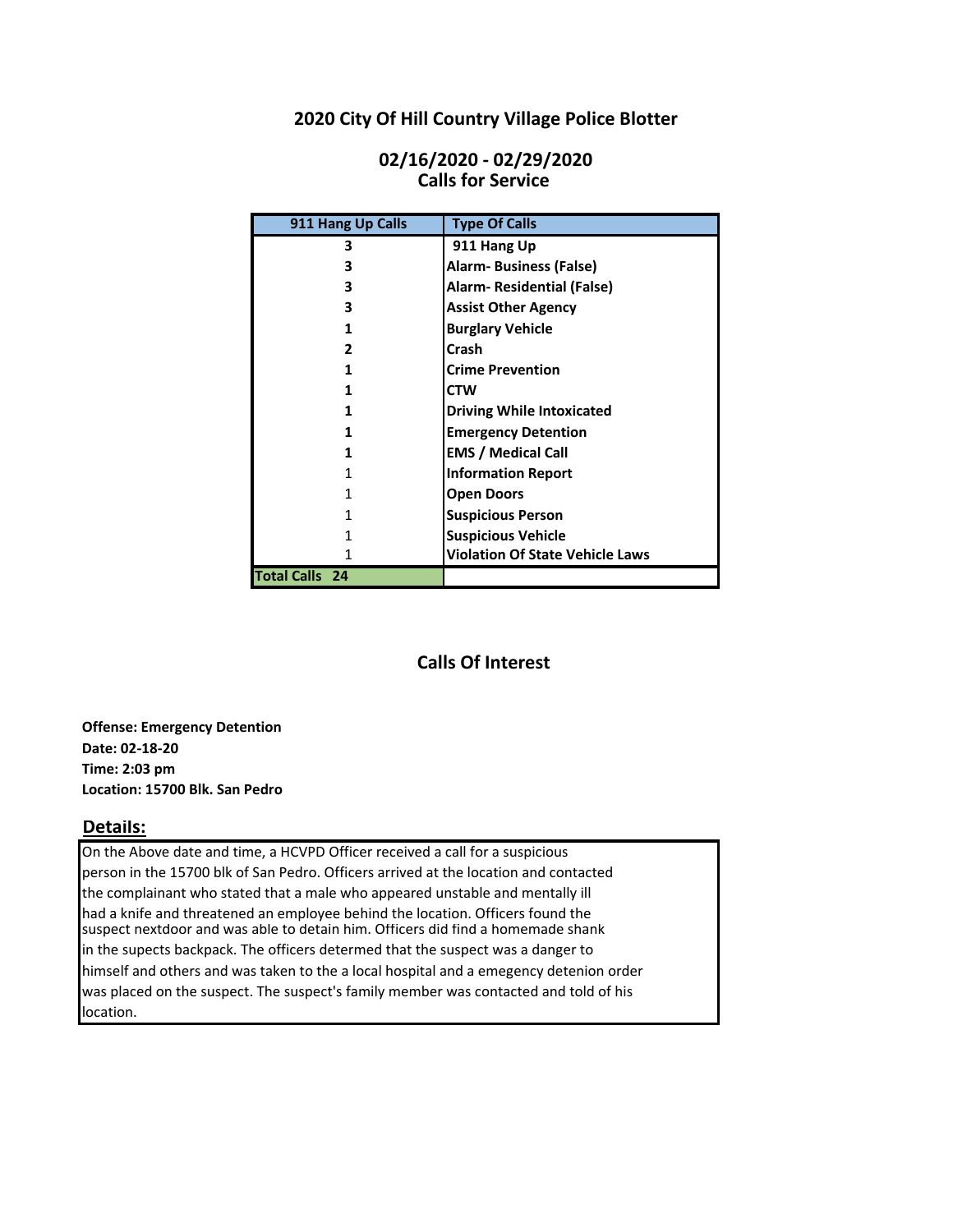# 2020 City Of Hill Country Village Police Blotter

## 02/16/2020 - 02/29/2020
## Calls for Service

| 911 Hang Up Calls | Type Of Calls |
|---|---|
| 3 | 911 Hang Up |
| 3 | Alarm- Business (False) |
| 3 | Alarm- Residential (False) |
| 3 | Assist Other Agency |
| 1 | Burglary Vehicle |
| 2 | Crash |
| 1 | Crime Prevention |
| 1 | CTW |
| 1 | Driving While Intoxicated |
| 1 | Emergency Detention |
| 1 | EMS / Medical Call |
| 1 | Information Report |
| 1 | Open Doors |
| 1 | Suspicious Person |
| 1 | Suspicious Vehicle |
| 1 | Violation Of State Vehicle Laws |
| **Total Calls 24** | |

## Calls Of Interest

**Offense: Emergency Detention**
**Date: 02-18-20**
**Time: 2:03 pm**
**Location: 15700 Blk. San Pedro**

### Details:

On the Above date and time, a HCVPD Officer received a call for a suspicious person in the 15700 blk of San Pedro. Officers arrived at the location and contacted the complainant who stated that a male who appeared unstable and mentally ill had a knife and threatened an employee behind the location. Officers found the suspect nextdoor and was able to detain him. Officers did find a homemade shank in the supects backpack. The officers determined that the suspect was a danger to himself and others and was taken to the a local hospital and a emegency detenion order was placed on the suspect. The suspect's family member was contacted and told of his location.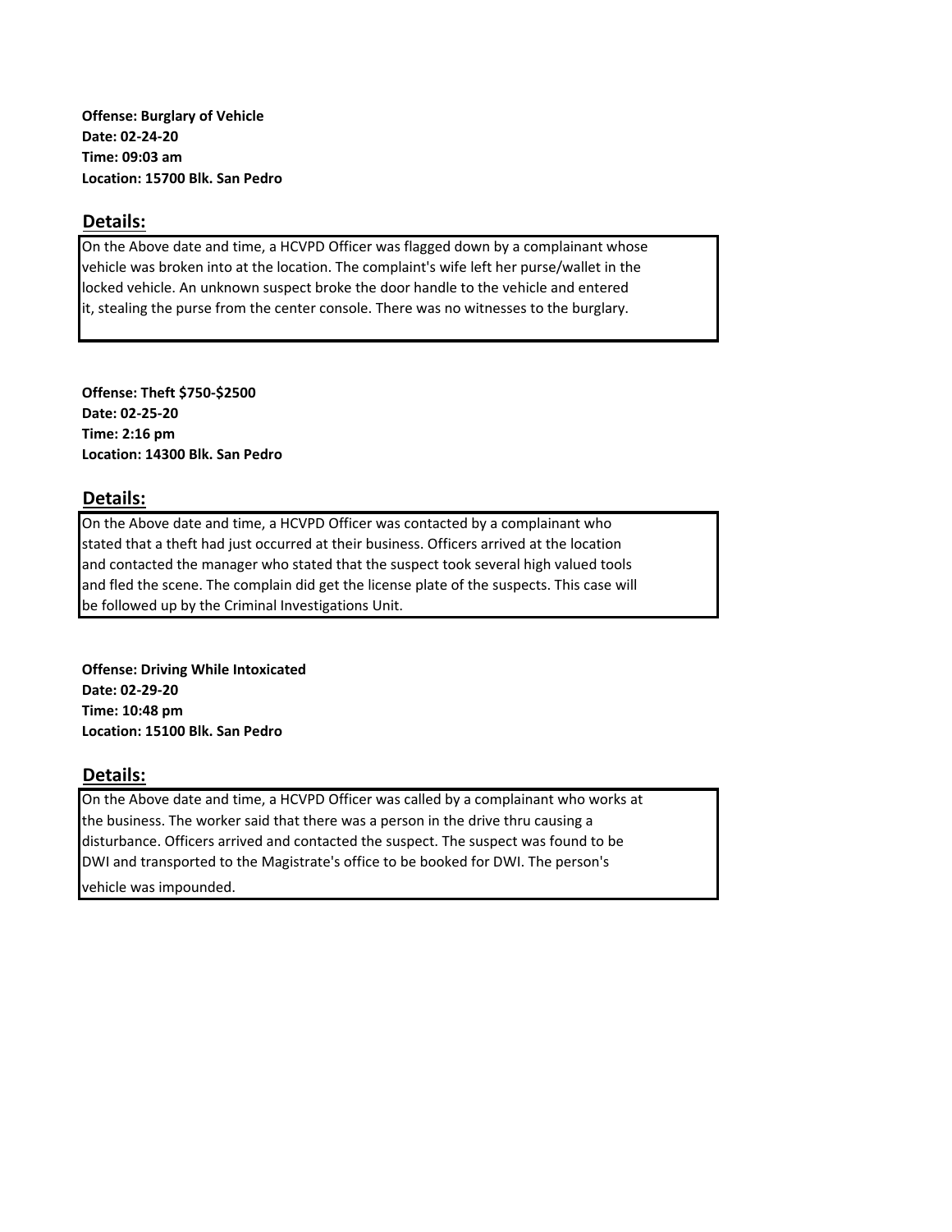**Offense: Burglary of Vehicle**
**Date: 02-24-20**
**Time: 09:03 am**
**Location: 15700 Blk. San Pedro**

## Details:

On the Above date and time, a HCVPD Officer was flagged down by a complainant whose vehicle was broken into at the location. The complaint's wife left her purse/wallet in the locked vehicle. An unknown suspect broke the door handle to the vehicle and entered it, stealing the purse from the center console. There was no witnesses to the burglary.

**Offense: Theft $750-$2500**
**Date: 02-25-20**
**Time: 2:16 pm**
**Location: 14300 Blk. San Pedro**

## Details:

On the Above date and time, a HCVPD Officer was contacted by a complainant who stated that a theft had just occurred at their business. Officers arrived at the location and contacted the manager who stated that the suspect took several high valued tools and fled the scene. The complain did get the license plate of the suspects. This case will be followed up by the Criminal Investigations Unit.

**Offense: Driving While Intoxicated**
**Date: 02-29-20**
**Time: 10:48 pm**
**Location: 15100 Blk. San Pedro**

## Details:

On the Above date and time, a HCVPD Officer was called by a complainant who works at the business. The worker said that there was a person in the drive thru causing a disturbance. Officers arrived and contacted the suspect. The suspect was found to be DWI and transported to the Magistrate's office to be booked for DWI. The person's vehicle was impounded.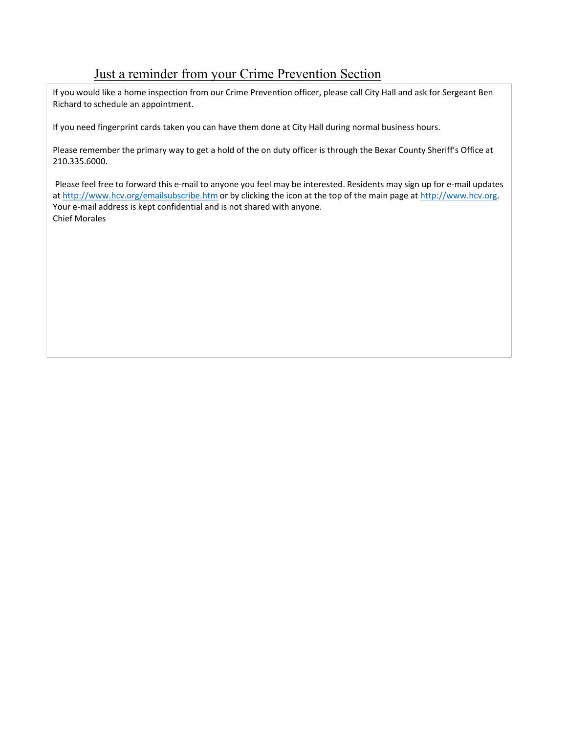## Just a reminder from your Crime Prevention Section

If you would like a home inspection from our Crime Prevention officer, please call City Hall and ask for Sergeant Ben Richard to schedule an appointment.

If you need fingerprint cards taken you can have them done at City Hall during normal business hours.

Please remember the primary way to get a hold of the on duty officer is through the Bexar County Sheriff's Office at 210.335.6000.

Please feel free to forward this e-mail to anyone you feel may be interested. Residents may sign up for e-mail updates at http://www.hcv.org/emailsubscribe.htm or by clicking the icon at the top of the main page at http://www.hcv.org. Your e-mail address is kept confidential and is not shared with anyone.
Chief Morales